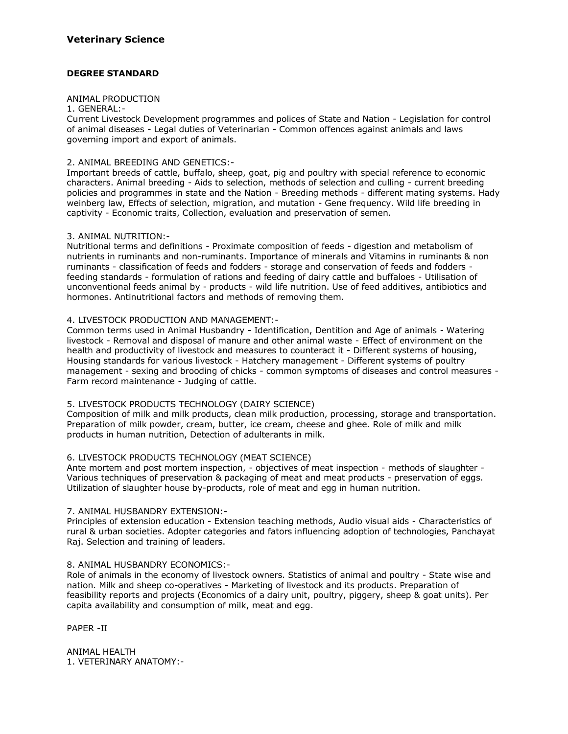# Veterinary Science

## DEGREE STANDARD

ANIMAL PRODUCTION

1. GENERAL:-

Current Livestock Development programmes and polices of State and Nation - Legislation for control of animal diseases - Legal duties of Veterinarian - Common offences against animals and laws governing import and export of animals.

2. ANIMAL BREEDING AND GENETICS:-

Important breeds of cattle, buffalo, sheep, goat, pig and poultry with special reference to economic characters. Animal breeding - Aids to selection, methods of selection and culling - current breeding policies and programmes in state and the Nation - Breeding methods - different mating systems. Hady weinberg law, Effects of selection, migration, and mutation - Gene frequency. Wild life breeding in captivity - Economic traits, Collection, evaluation and preservation of semen.

3. ANIMAL NUTRITION:-

Nutritional terms and definitions - Proximate composition of feeds - digestion and metabolism of nutrients in ruminants and non-ruminants. Importance of minerals and Vitamins in ruminants & non ruminants - classification of feeds and fodders - storage and conservation of feeds and fodders - feeding standards - formulation of rations and feeding of dairy cattle and buffaloes - Utilisation of unconventional feeds animal by - products - wild life nutrition. Use of feed additives, antibiotics and hormones. Antinutritional factors and methods of removing them.

4. LIVESTOCK PRODUCTION AND MANAGEMENT:-

Common terms used in Animal Husbandry - Identification, Dentition and Age of animals - Watering livestock - Removal and disposal of manure and other animal waste - Effect of environment on the health and productivity of livestock and measures to counteract it - Different systems of housing, Housing standards for various livestock - Hatchery management - Different systems of poultry management - sexing and brooding of chicks - common symptoms of diseases and control measures - Farm record maintenance - Judging of cattle.

5. LIVESTOCK PRODUCTS TECHNOLOGY (DAIRY SCIENCE)

Composition of milk and milk products, clean milk production, processing, storage and transportation. Preparation of milk powder, cream, butter, ice cream, cheese and ghee. Role of milk and milk products in human nutrition, Detection of adulterants in milk.

6. LIVESTOCK PRODUCTS TECHNOLOGY (MEAT SCIENCE)

Ante mortem and post mortem inspection, - objectives of meat inspection - methods of slaughter - Various techniques of preservation & packaging of meat and meat products - preservation of eggs. Utilization of slaughter house by-products, role of meat and egg in human nutrition.

7. ANIMAL HUSBANDRY EXTENSION:-

Principles of extension education - Extension teaching methods, Audio visual aids - Characteristics of rural & urban societies. Adopter categories and fators influencing adoption of technologies, Panchayat Raj. Selection and training of leaders.

8. ANIMAL HUSBANDRY ECONOMICS:-

Role of animals in the economy of livestock owners. Statistics of animal and poultry - State wise and nation. Milk and sheep co-operatives - Marketing of livestock and its products. Preparation of feasibility reports and projects (Economics of a dairy unit, poultry, piggery, sheep & goat units). Per capita availability and consumption of milk, meat and egg.

PAPER -II

ANIMAL HEALTH

1. VETERINARY ANATOMY:-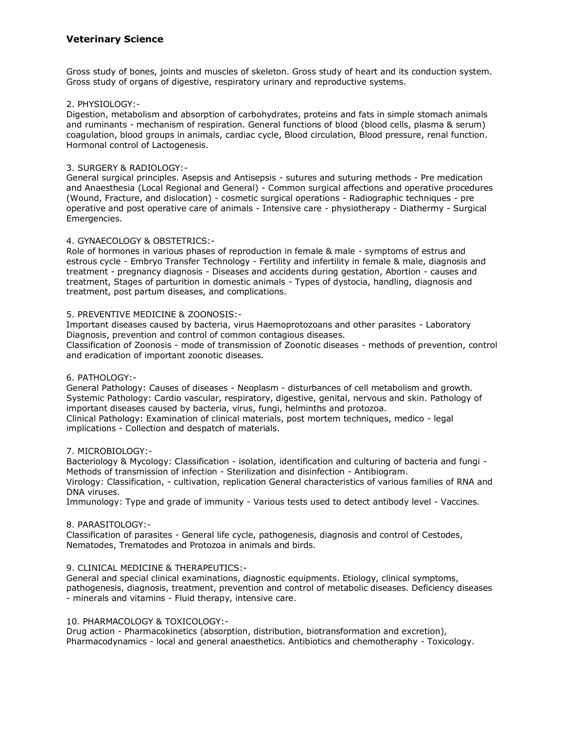## Veterinary Science

Gross study of bones, joints and muscles of skeleton. Gross study of heart and its conduction system. Gross study of organs of digestive, respiratory urinary and reproductive systems.

2. PHYSIOLOGY:-
Digestion, metabolism and absorption of carbohydrates, proteins and fats in simple stomach animals and ruminants - mechanism of respiration. General functions of blood (blood cells, plasma & serum) coagulation, blood groups in animals, cardiac cycle, Blood circulation, Blood pressure, renal function. Hormonal control of Lactogenesis.

3. SURGERY & RADIOLOGY:-
General surgical principles. Asepsis and Antisepsis - sutures and suturing methods - Pre medication and Anaesthesia (Local Regional and General) - Common surgical affections and operative procedures (Wound, Fracture, and dislocation) - cosmetic surgical operations - Radiographic techniques - pre operative and post operative care of animals - Intensive care - physiotherapy - Diathermy - Surgical Emergencies.

4. GYNAECOLOGY & OBSTETRICS:-
Role of hormones in various phases of reproduction in female & male - symptoms of estrus and estrous cycle - Embryo Transfer Technology - Fertility and infertility in female & male, diagnosis and treatment - pregnancy diagnosis - Diseases and accidents during gestation, Abortion - causes and treatment, Stages of parturition in domestic animals - Types of dystocia, handling, diagnosis and treatment, post partum diseases, and complications.

5. PREVENTIVE MEDICINE & ZOONOSIS:-
Important diseases caused by bacteria, virus Haemoprotozoans and other parasites - Laboratory Diagnosis, prevention and control of common contagious diseases.
Classification of Zoonosis - mode of transmission of Zoonotic diseases - methods of prevention, control and eradication of important zoonotic diseases.

6. PATHOLOGY:-
General Pathology: Causes of diseases - Neoplasm - disturbances of cell metabolism and growth.
Systemic Pathology: Cardio vascular, respiratory, digestive, genital, nervous and skin. Pathology of important diseases caused by bacteria, virus, fungi, helminths and protozoa.
Clinical Pathology: Examination of clinical materials, post mortem techniques, medico - legal implications - Collection and despatch of materials.

7. MICROBIOLOGY:-
Bacteriology & Mycology: Classification - isolation, identification and culturing of bacteria and fungi - Methods of transmission of infection - Sterilization and disinfection - Antibiogram.
Virology: Classification, - cultivation, replication General characteristics of various families of RNA and DNA viruses.
Immunology: Type and grade of immunity - Various tests used to detect antibody level - Vaccines.

8. PARASITOLOGY:-
Classification of parasites - General life cycle, pathogenesis, diagnosis and control of Cestodes, Nematodes, Trematodes and Protozoa in animals and birds.

9. CLINICAL MEDICINE & THERAPEUTICS:-
General and special clinical examinations, diagnostic equipments. Etiology, clinical symptoms, pathogenesis, diagnosis, treatment, prevention and control of metabolic diseases. Deficiency diseases - minerals and vitamins - Fluid therapy, intensive care.

10. PHARMACOLOGY & TOXICOLOGY:-
Drug action - Pharmacokinetics (absorption, distribution, biotransformation and excretion), Pharmacodynamics - local and general anaesthetics. Antibiotics and chemotheraphy - Toxicology.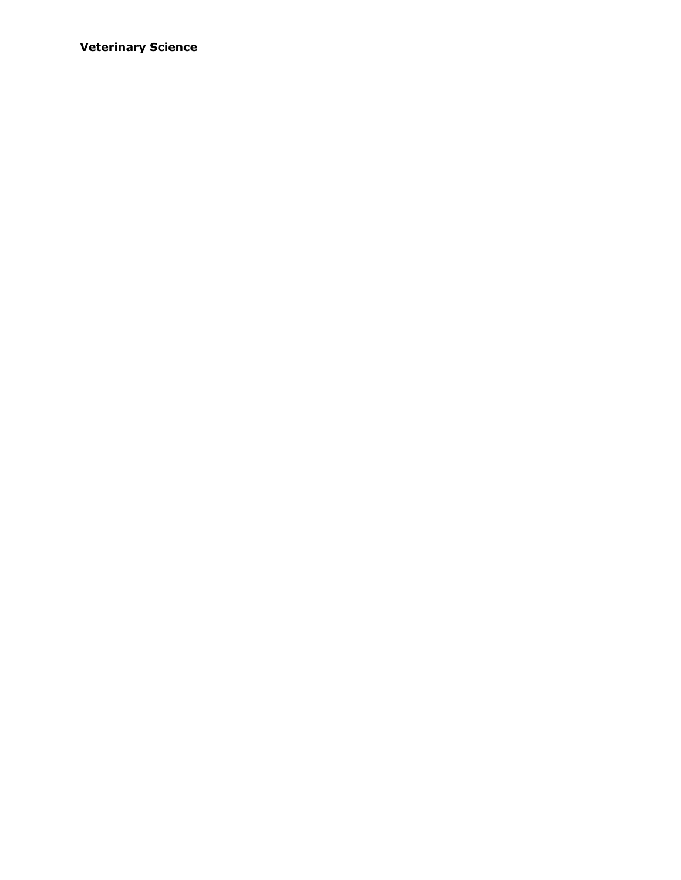**Veterinary Science**